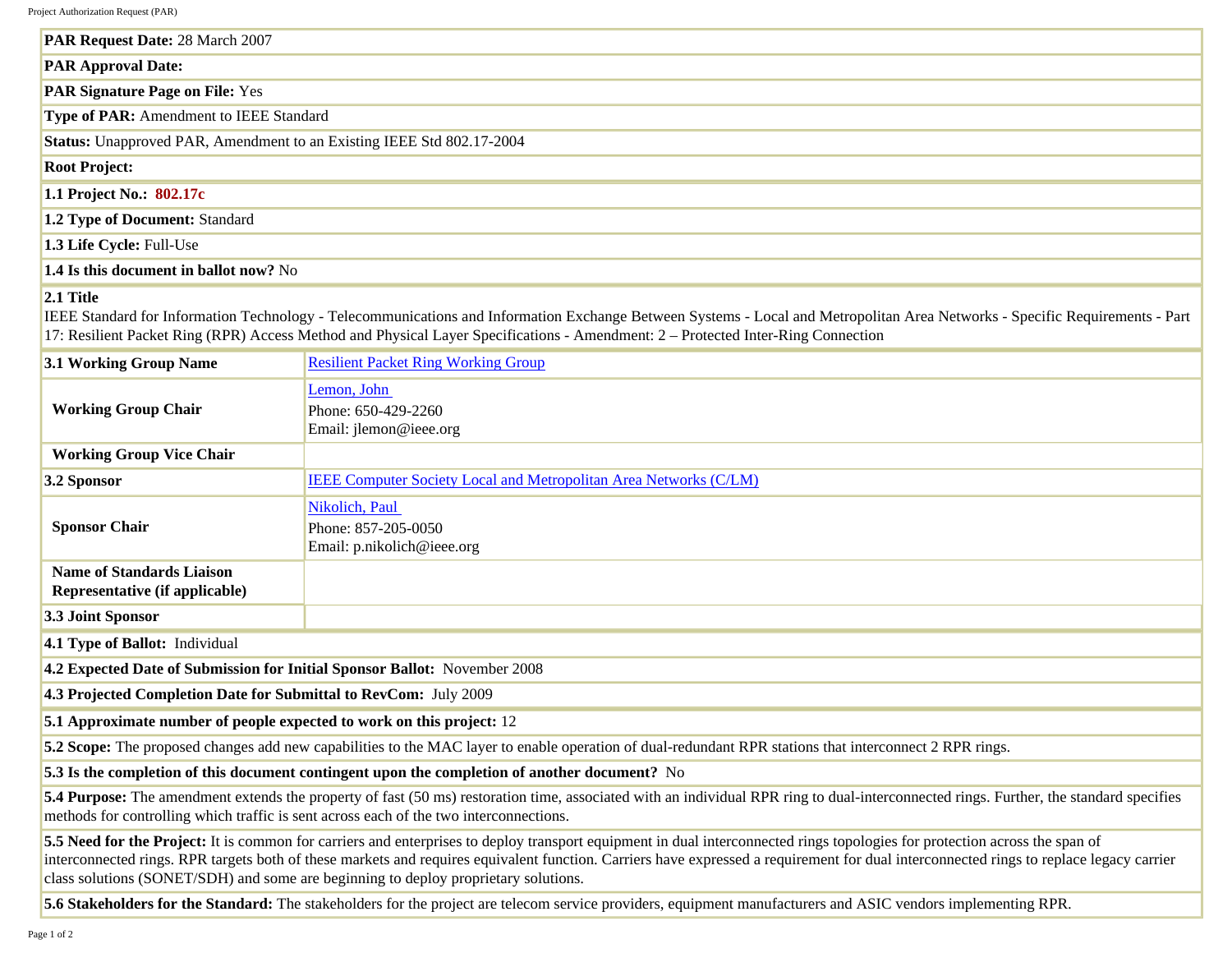**PAR Request Date:** 28 March 2007

**PAR Approval Date:**

**PAR Signature Page on File:** Yes

**Type of PAR:** Amendment to IEEE Standard

**Status:** Unapproved PAR, Amendment to an Existing IEEE Std 802.17-2004

**Root Project:**

**1.1 Project No.:** **802.17c**

**1.2 Type of Document:** Standard

**1.3 Life Cycle:** Full-Use

**1.4 Is this document in ballot now?** No

**2.1 Title**
IEEE Standard for Information Technology - Telecommunications and Information Exchange Between Systems - Local and Metropolitan Area Networks - Specific Requirements - Part 17: Resilient Packet Ring (RPR) Access Method and Physical Layer Specifications - Amendment: 2 – Protected Inter-Ring Connection

| | |
|---|---|
| **3.1 Working Group Name** | Resilient Packet Ring Working Group |
| **Working Group Chair** | Lemon, John<br>Phone: 650-429-2260<br>Email: jlemon@ieee.org |
| **Working Group Vice Chair** | |
| **3.2 Sponsor** | IEEE Computer Society Local and Metropolitan Area Networks (C/LM) |
| **Sponsor Chair** | Nikolich, Paul<br>Phone: 857-205-0050<br>Email: p.nikolich@ieee.org |
| **Name of Standards Liaison Representative (if applicable)** | |
| **3.3 Joint Sponsor** | |

**4.1 Type of Ballot:** Individual

**4.2 Expected Date of Submission for Initial Sponsor Ballot:** November 2008

**4.3 Projected Completion Date for Submittal to RevCom:** July 2009

**5.1 Approximate number of people expected to work on this project:** 12

**5.2 Scope:** The proposed changes add new capabilities to the MAC layer to enable operation of dual-redundant RPR stations that interconnect 2 RPR rings.

**5.3 Is the completion of this document contingent upon the completion of another document?** No

**5.4 Purpose:** The amendment extends the property of fast (50 ms) restoration time, associated with an individual RPR ring to dual-interconnected rings. Further, the standard specifies methods for controlling which traffic is sent across each of the two interconnections.

**5.5 Need for the Project:** It is common for carriers and enterprises to deploy transport equipment in dual interconnected rings topologies for protection across the span of interconnected rings. RPR targets both of these markets and requires equivalent function. Carriers have expressed a requirement for dual interconnected rings to replace legacy carrier class solutions (SONET/SDH) and some are beginning to deploy proprietary solutions.

**5.6 Stakeholders for the Standard:** The stakeholders for the project are telecom service providers, equipment manufacturers and ASIC vendors implementing RPR.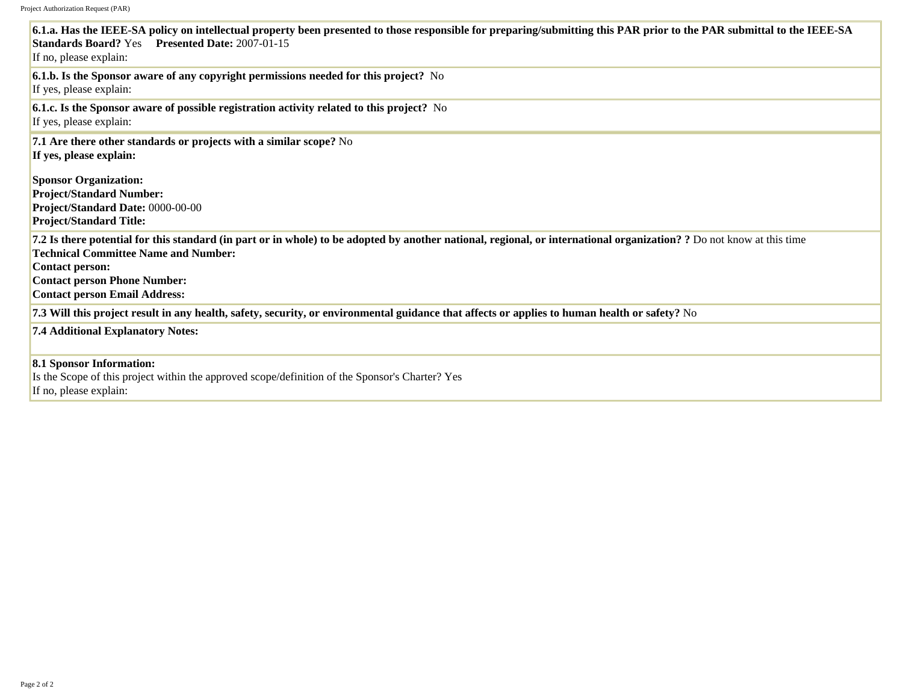**6.1.a. Has the IEEE-SA policy on intellectual property been presented to those responsible for preparing/submitting this PAR prior to the PAR submittal to the IEEE-SA Standards Board?** Yes **Presented Date:** 2007-01-15

If no, please explain:

**6.1.b. Is the Sponsor aware of any copyright permissions needed for this project?** No

If yes, please explain:

**6.1.c. Is the Sponsor aware of possible registration activity related to this project?** No

If yes, please explain:

**7.1 Are there other standards or projects with a similar scope?** No

**If yes, please explain:**

**Sponsor Organization:**

**Project/Standard Number:**

**Project/Standard Date:** 0000-00-00

**Project/Standard Title:**

**7.2 Is there potential for this standard (in part or in whole) to be adopted by another national, regional, or international organization? ?** Do not know at this time

**Technical Committee Name and Number:**

**Contact person:**

**Contact person Phone Number:**

**Contact person Email Address:**

**7.3 Will this project result in any health, safety, security, or environmental guidance that affects or applies to human health or safety?** No

**7.4 Additional Explanatory Notes:**

**8.1 Sponsor Information:**

Is the Scope of this project within the approved scope/definition of the Sponsor's Charter? Yes

If no, please explain: